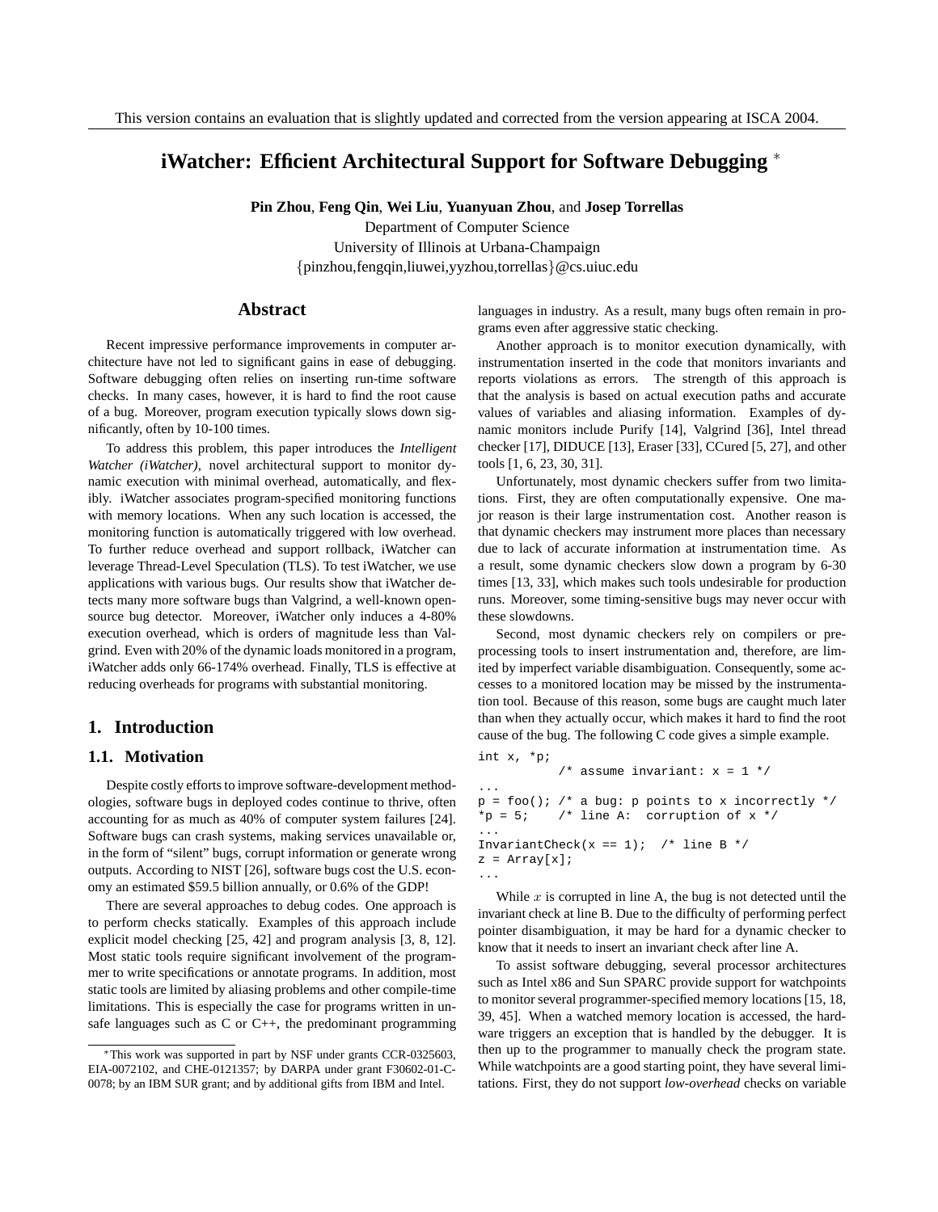This version contains an evaluation that is slightly updated and corrected from the version appearing at ISCA 2004.

# iWatcher: Efficient Architectural Support for Software Debugging *

**Pin Zhou**, **Feng Qin**, **Wei Liu**, **Yuanyuan Zhou**, and **Josep Torrellas**

Department of Computer Science
University of Illinois at Urbana-Champaign
{pinzhou,fengqin,liuwei,yyzhou,torrellas}@cs.uiuc.edu

## Abstract

Recent impressive performance improvements in computer architecture have not led to significant gains in ease of debugging. Software debugging often relies on inserting run-time software checks. In many cases, however, it is hard to find the root cause of a bug. Moreover, program execution typically slows down significantly, often by 10-100 times.

To address this problem, this paper introduces the *Intelligent Watcher (iWatcher)*, novel architectural support to monitor dynamic execution with minimal overhead, automatically, and flexibly. iWatcher associates program-specified monitoring functions with memory locations. When any such location is accessed, the monitoring function is automatically triggered with low overhead. To further reduce overhead and support rollback, iWatcher can leverage Thread-Level Speculation (TLS). To test iWatcher, we use applications with various bugs. Our results show that iWatcher detects many more software bugs than Valgrind, a well-known open-source bug detector. Moreover, iWatcher only induces a 4-80% execution overhead, which is orders of magnitude less than Valgrind. Even with 20% of the dynamic loads monitored in a program, iWatcher adds only 66-174% overhead. Finally, TLS is effective at reducing overheads for programs with substantial monitoring.

## 1. Introduction

### 1.1. Motivation

Despite costly efforts to improve software-development methodologies, software bugs in deployed codes continue to thrive, often accounting for as much as 40% of computer system failures [24]. Software bugs can crash systems, making services unavailable or, in the form of "silent" bugs, corrupt information or generate wrong outputs. According to NIST [26], software bugs cost the U.S. economy an estimated $59.5 billion annually, or 0.6% of the GDP!

There are several approaches to debug codes. One approach is to perform checks statically. Examples of this approach include explicit model checking [25, 42] and program analysis [3, 8, 12]. Most static tools require significant involvement of the programmer to write specifications or annotate programs. In addition, most static tools are limited by aliasing problems and other compile-time limitations. This is especially the case for programs written in unsafe languages such as C or C++, the predominant programming languages in industry. As a result, many bugs often remain in programs even after aggressive static checking.

Another approach is to monitor execution dynamically, with instrumentation inserted in the code that monitors invariants and reports violations as errors. The strength of this approach is that the analysis is based on actual execution paths and accurate values of variables and aliasing information. Examples of dynamic monitors include Purify [14], Valgrind [36], Intel thread checker [17], DIDUCE [13], Eraser [33], CCured [5, 27], and other tools [1, 6, 23, 30, 31].

Unfortunately, most dynamic checkers suffer from two limitations. First, they are often computationally expensive. One major reason is their large instrumentation cost. Another reason is that dynamic checkers may instrument more places than necessary due to lack of accurate information at instrumentation time. As a result, some dynamic checkers slow down a program by 6-30 times [13, 33], which makes such tools undesirable for production runs. Moreover, some timing-sensitive bugs may never occur with these slowdowns.

Second, most dynamic checkers rely on compilers or pre-processing tools to insert instrumentation and, therefore, are limited by imperfect variable disambiguation. Consequently, some accesses to a monitored location may be missed by the instrumentation tool. Because of this reason, some bugs are caught much later than when they actually occur, which makes it hard to find the root cause of the bug. The following C code gives a simple example.

```
int x, *p;
          /* assume invariant: x = 1 */
...
p = foo(); /* a bug: p points to x incorrectly */
*p = 5;    /* line A:  corruption of x */
...
InvariantCheck(x == 1);  /* line B */
z = Array[x];
...
```

While $x$ is corrupted in line A, the bug is not detected until the invariant check at line B. Due to the difficulty of performing perfect pointer disambiguation, it may be hard for a dynamic checker to know that it needs to insert an invariant check after line A.

To assist software debugging, several processor architectures such as Intel x86 and Sun SPARC provide support for watchpoints to monitor several programmer-specified memory locations [15, 18, 39, 45]. When a watched memory location is accessed, the hardware triggers an exception that is handled by the debugger. It is then up to the programmer to manually check the program state. While watchpoints are a good starting point, they have several limitations. First, they do not support *low-overhead* checks on variable

*This work was supported in part by NSF under grants CCR-0325603, EIA-0072102, and CHE-0121357; by DARPA under grant F30602-01-C-0078; by an IBM SUR grant; and by additional gifts from IBM and Intel.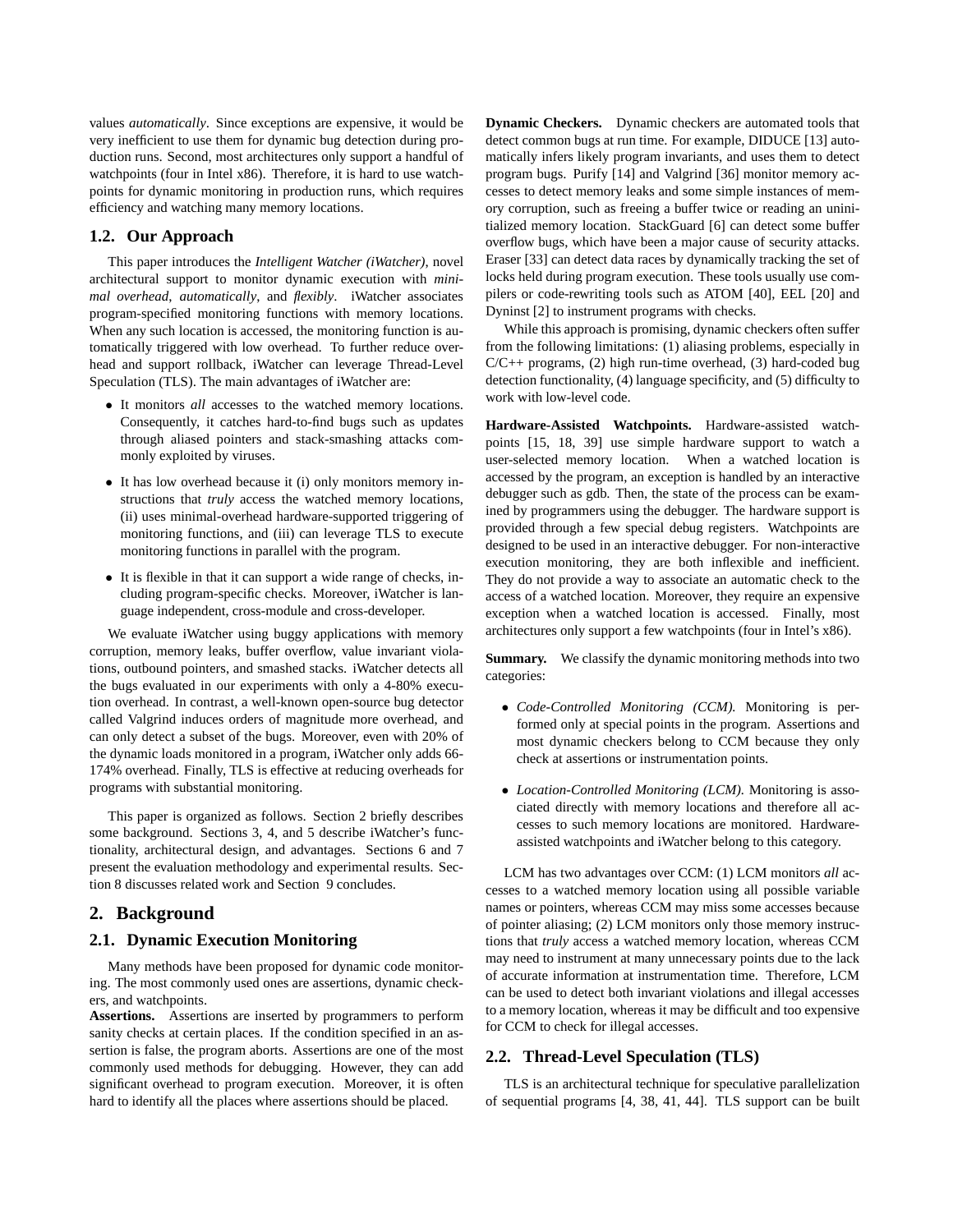values *automatically*. Since exceptions are expensive, it would be very inefficient to use them for dynamic bug detection during production runs. Second, most architectures only support a handful of watchpoints (four in Intel x86). Therefore, it is hard to use watchpoints for dynamic monitoring in production runs, which requires efficiency and watching many memory locations.

### 1.2. Our Approach

This paper introduces the *Intelligent Watcher (iWatcher)*, novel architectural support to monitor dynamic execution with *minimal overhead*, *automatically*, and *flexibly*. iWatcher associates program-specified monitoring functions with memory locations. When any such location is accessed, the monitoring function is automatically triggered with low overhead. To further reduce overhead and support rollback, iWatcher can leverage Thread-Level Speculation (TLS). The main advantages of iWatcher are:

- It monitors *all* accesses to the watched memory locations. Consequently, it catches hard-to-find bugs such as updates through aliased pointers and stack-smashing attacks commonly exploited by viruses.
- It has low overhead because it (i) only monitors memory instructions that *truly* access the watched memory locations, (ii) uses minimal-overhead hardware-supported triggering of monitoring functions, and (iii) can leverage TLS to execute monitoring functions in parallel with the program.
- It is flexible in that it can support a wide range of checks, including program-specific checks. Moreover, iWatcher is language independent, cross-module and cross-developer.

We evaluate iWatcher using buggy applications with memory corruption, memory leaks, buffer overflow, value invariant violations, outbound pointers, and smashed stacks. iWatcher detects all the bugs evaluated in our experiments with only a 4-80% execution overhead. In contrast, a well-known open-source bug detector called Valgrind induces orders of magnitude more overhead, and can only detect a subset of the bugs. Moreover, even with 20% of the dynamic loads monitored in a program, iWatcher only adds 66-174% overhead. Finally, TLS is effective at reducing overheads for programs with substantial monitoring.

This paper is organized as follows. Section 2 briefly describes some background. Sections 3, 4, and 5 describe iWatcher's functionality, architectural design, and advantages. Sections 6 and 7 present the evaluation methodology and experimental results. Section 8 discusses related work and Section 9 concludes.

## 2. Background

### 2.1. Dynamic Execution Monitoring

Many methods have been proposed for dynamic code monitoring. The most commonly used ones are assertions, dynamic checkers, and watchpoints.

**Assertions.** Assertions are inserted by programmers to perform sanity checks at certain places. If the condition specified in an assertion is false, the program aborts. Assertions are one of the most commonly used methods for debugging. However, they can add significant overhead to program execution. Moreover, it is often hard to identify all the places where assertions should be placed.

**Dynamic Checkers.** Dynamic checkers are automated tools that detect common bugs at run time. For example, DIDUCE [13] automatically infers likely program invariants, and uses them to detect program bugs. Purify [14] and Valgrind [36] monitor memory accesses to detect memory leaks and some simple instances of memory corruption, such as freeing a buffer twice or reading an uninitialized memory location. StackGuard [6] can detect some buffer overflow bugs, which have been a major cause of security attacks. Eraser [33] can detect data races by dynamically tracking the set of locks held during program execution. These tools usually use compilers or code-rewriting tools such as ATOM [40], EEL [20] and Dyninst [2] to instrument programs with checks.

While this approach is promising, dynamic checkers often suffer from the following limitations: (1) aliasing problems, especially in C/C++ programs, (2) high run-time overhead, (3) hard-coded bug detection functionality, (4) language specificity, and (5) difficulty to work with low-level code.

**Hardware-Assisted Watchpoints.** Hardware-assisted watchpoints [15, 18, 39] use simple hardware support to watch a user-selected memory location. When a watched location is accessed by the program, an exception is handled by an interactive debugger such as gdb. Then, the state of the process can be examined by programmers using the debugger. The hardware support is provided through a few special debug registers. Watchpoints are designed to be used in an interactive debugger. For non-interactive execution monitoring, they are both inflexible and inefficient. They do not provide a way to associate an automatic check to the access of a watched location. Moreover, they require an expensive exception when a watched location is accessed. Finally, most architectures only support a few watchpoints (four in Intel's x86).

**Summary.** We classify the dynamic monitoring methods into two categories:

- *Code-Controlled Monitoring (CCM).* Monitoring is performed only at special points in the program. Assertions and most dynamic checkers belong to CCM because they only check at assertions or instrumentation points.
- *Location-Controlled Monitoring (LCM).* Monitoring is associated directly with memory locations and therefore all accesses to such memory locations are monitored. Hardware-assisted watchpoints and iWatcher belong to this category.

LCM has two advantages over CCM: (1) LCM monitors *all* accesses to a watched memory location using all possible variable names or pointers, whereas CCM may miss some accesses because of pointer aliasing; (2) LCM monitors only those memory instructions that *truly* access a watched memory location, whereas CCM may need to instrument at many unnecessary points due to the lack of accurate information at instrumentation time. Therefore, LCM can be used to detect both invariant violations and illegal accesses to a memory location, whereas it may be difficult and too expensive for CCM to check for illegal accesses.

### 2.2. Thread-Level Speculation (TLS)

TLS is an architectural technique for speculative parallelization of sequential programs [4, 38, 41, 44]. TLS support can be built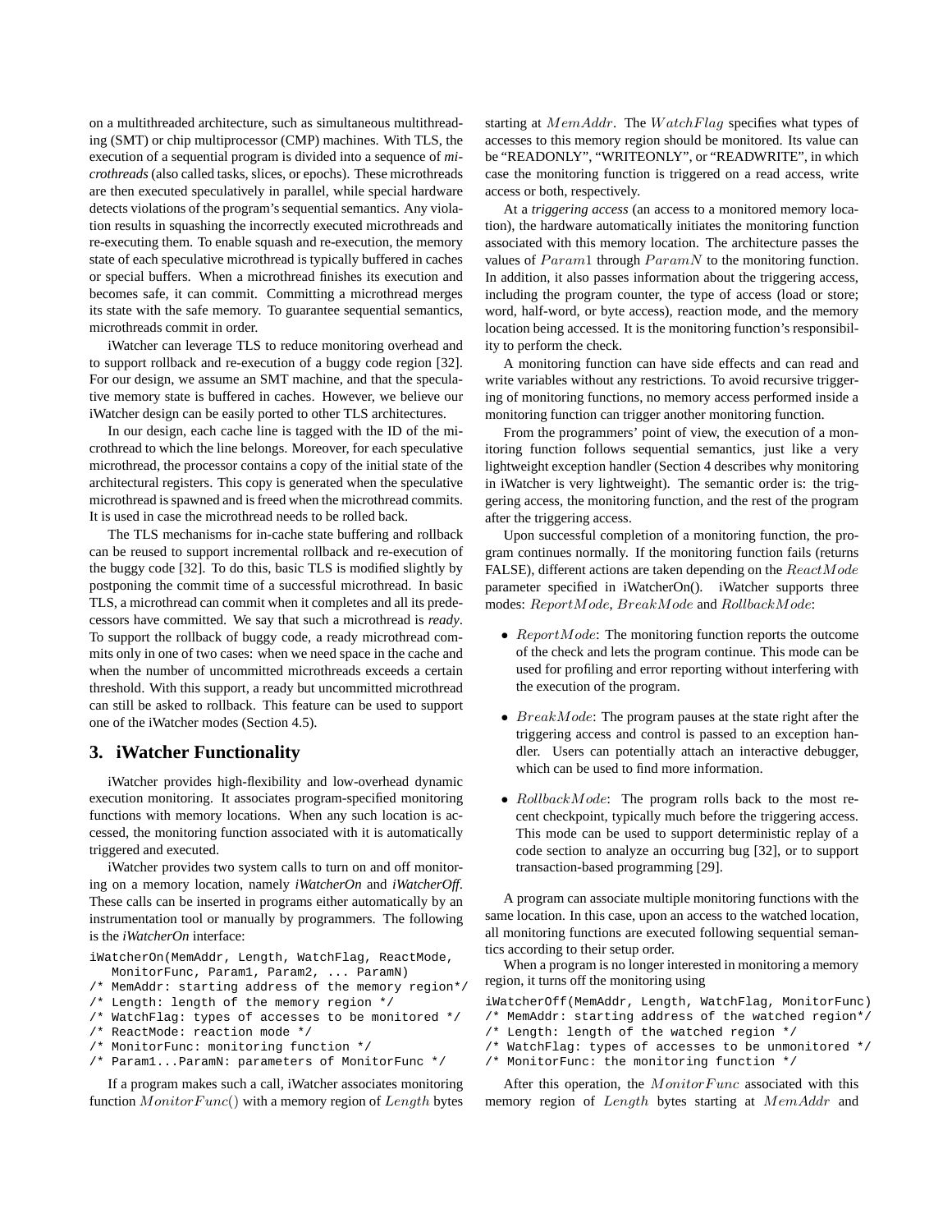on a multithreaded architecture, such as simultaneous multithreading (SMT) or chip multiprocessor (CMP) machines. With TLS, the execution of a sequential program is divided into a sequence of *microthreads* (also called tasks, slices, or epochs). These microthreads are then executed speculatively in parallel, while special hardware detects violations of the program's sequential semantics. Any violation results in squashing the incorrectly executed microthreads and re-executing them. To enable squash and re-execution, the memory state of each speculative microthread is typically buffered in caches or special buffers. When a microthread finishes its execution and becomes safe, it can commit. Committing a microthread merges its state with the safe memory. To guarantee sequential semantics, microthreads commit in order.

iWatcher can leverage TLS to reduce monitoring overhead and to support rollback and re-execution of a buggy code region [32]. For our design, we assume an SMT machine, and that the speculative memory state is buffered in caches. However, we believe our iWatcher design can be easily ported to other TLS architectures.

In our design, each cache line is tagged with the ID of the microthread to which the line belongs. Moreover, for each speculative microthread, the processor contains a copy of the initial state of the architectural registers. This copy is generated when the speculative microthread is spawned and is freed when the microthread commits. It is used in case the microthread needs to be rolled back.

The TLS mechanisms for in-cache state buffering and rollback can be reused to support incremental rollback and re-execution of the buggy code [32]. To do this, basic TLS is modified slightly by postponing the commit time of a successful microthread. In basic TLS, a microthread can commit when it completes and all its predecessors have committed. We say that such a microthread is *ready*. To support the rollback of buggy code, a ready microthread commits only in one of two cases: when we need space in the cache and when the number of uncommitted microthreads exceeds a certain threshold. With this support, a ready but uncommitted microthread can still be asked to rollback. This feature can be used to support one of the iWatcher modes (Section 4.5).

## 3. iWatcher Functionality

iWatcher provides high-flexibility and low-overhead dynamic execution monitoring. It associates program-specified monitoring functions with memory locations. When any such location is accessed, the monitoring function associated with it is automatically triggered and executed.

iWatcher provides two system calls to turn on and off monitoring on a memory location, namely *iWatcherOn* and *iWatcherOff*. These calls can be inserted in programs either automatically by an instrumentation tool or manually by programmers. The following is the *iWatcherOn* interface:

```
iWatcherOn(MemAddr, Length, WatchFlag, ReactMode,
   MonitorFunc, Param1, Param2, ... ParamN)
/* MemAddr: starting address of the memory region*/
/* Length: length of the memory region */
/* WatchFlag: types of accesses to be monitored */
/* ReactMode: reaction mode */
/* MonitorFunc: monitoring function */
/* Param1...ParamN: parameters of MonitorFunc */
```

If a program makes such a call, iWatcher associates monitoring function $MonitorFunc()$ with a memory region of $Length$ bytes starting at $MemAddr$. The $WatchFlag$ specifies what types of accesses to this memory region should be monitored. Its value can be "READONLY", "WRITEONLY", or "READWRITE", in which case the monitoring function is triggered on a read access, write access or both, respectively.

At a *triggering access* (an access to a monitored memory location), the hardware automatically initiates the monitoring function associated with this memory location. The architecture passes the values of $Param1$ through $ParamN$ to the monitoring function. In addition, it also passes information about the triggering access, including the program counter, the type of access (load or store; word, half-word, or byte access), reaction mode, and the memory location being accessed. It is the monitoring function's responsibility to perform the check.

A monitoring function can have side effects and can read and write variables without any restrictions. To avoid recursive triggering of monitoring functions, no memory access performed inside a monitoring function can trigger another monitoring function.

From the programmers' point of view, the execution of a monitoring function follows sequential semantics, just like a very lightweight exception handler (Section 4 describes why monitoring in iWatcher is very lightweight). The semantic order is: the triggering access, the monitoring function, and the rest of the program after the triggering access.

Upon successful completion of a monitoring function, the program continues normally. If the monitoring function fails (returns FALSE), different actions are taken depending on the $ReactMode$ parameter specified in iWatcherOn(). iWatcher supports three modes: $ReportMode$, $BreakMode$ and $RollbackMode$:

- $ReportMode$: The monitoring function reports the outcome of the check and lets the program continue. This mode can be used for profiling and error reporting without interfering with the execution of the program.
- $BreakMode$: The program pauses at the state right after the triggering access and control is passed to an exception handler. Users can potentially attach an interactive debugger, which can be used to find more information.
- $RollbackMode$: The program rolls back to the most recent checkpoint, typically much before the triggering access. This mode can be used to support deterministic replay of a code section to analyze an occurring bug [32], or to support transaction-based programming [29].

A program can associate multiple monitoring functions with the same location. In this case, upon an access to the watched location, all monitoring functions are executed following sequential semantics according to their setup order.

When a program is no longer interested in monitoring a memory region, it turns off the monitoring using

```
iWatcherOff(MemAddr, Length, WatchFlag, MonitorFunc)
/* MemAddr: starting address of the watched region*/
/* Length: length of the watched region */
/* WatchFlag: types of accesses to be unmonitored */
/* MonitorFunc: the monitoring function */
```

After this operation, the $MonitorFunc$ associated with this memory region of $Length$ bytes starting at $MemAddr$ and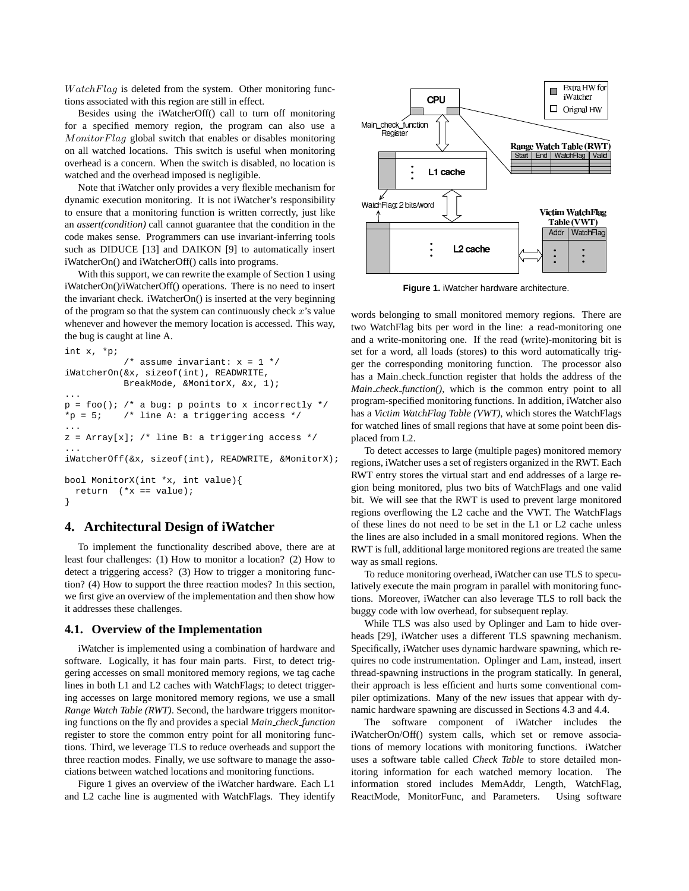$WatchFlag$ is deleted from the system. Other monitoring functions associated with this region are still in effect.

Besides using the iWatcherOff() call to turn off monitoring for a specified memory region, the program can also use a $MonitorFlag$ global switch that enables or disables monitoring on all watched locations. This switch is useful when monitoring overhead is a concern. When the switch is disabled, no location is watched and the overhead imposed is negligible.

Note that iWatcher only provides a very flexible mechanism for dynamic execution monitoring. It is not iWatcher's responsibility to ensure that a monitoring function is written correctly, just like an *assert(condition)* call cannot guarantee that the condition in the code makes sense. Programmers can use invariant-inferring tools such as DIDUCE [13] and DAIKON [9] to automatically insert iWatcherOn() and iWatcherOff() calls into programs.

With this support, we can rewrite the example of Section 1 using iWatcherOn()/iWatcherOff() operations. There is no need to insert the invariant check. iWatcherOn() is inserted at the very beginning of the program so that the system can continuously check $x$'s value whenever and however the memory location is accessed. This way, the bug is caught at line A.

```
int x, *p;
           /* assume invariant: x = 1 */
iWatcherOn(&x, sizeof(int), READWRITE,
           BreakMode, &MonitorX, &x, 1);
...
p = foo(); /* a bug: p points to x incorrectly */
*p = 5;    /* line A: a triggering access */
...
z = Array[x]; /* line B: a triggering access */
...
iWatcherOff(&x, sizeof(int), READWRITE, &MonitorX);

bool MonitorX(int *x, int value){
  return  (*x == value);
}
```

## 4. Architectural Design of iWatcher

To implement the functionality described above, there are at least four challenges: (1) How to monitor a location? (2) How to detect a triggering access? (3) How to trigger a monitoring function? (4) How to support the three reaction modes? In this section, we first give an overview of the implementation and then show how it addresses these challenges.

### 4.1. Overview of the Implementation

iWatcher is implemented using a combination of hardware and software. Logically, it has four main parts. First, to detect triggering accesses on small monitored memory regions, we tag cache lines in both L1 and L2 caches with WatchFlags; to detect triggering accesses on large monitored memory regions, we use a small *Range Watch Table (RWT)*. Second, the hardware triggers monitoring functions on the fly and provides a special *Main_check_function* register to store the common entry point for all monitoring functions. Third, we leverage TLS to reduce overheads and support the three reaction modes. Finally, we use software to manage the associations between watched locations and monitoring functions.

Figure 1 gives an overview of the iWatcher hardware. Each L1 and L2 cache line is augmented with WatchFlags. They identify words belonging to small monitored memory regions. There are two WatchFlag bits per word in the line: a read-monitoring one and a write-monitoring one. If the read (write)-monitoring bit is set for a word, all loads (stores) to this word automatically trigger the corresponding monitoring function. The processor also has a Main_check_function register that holds the address of the *Main_check_function()*, which is the common entry point to all program-specified monitoring functions. In addition, iWatcher also has a *Victim WatchFlag Table (VWT)*, which stores the WatchFlags for watched lines of small regions that have at some point been displaced from L2.

**Figure 1.** iWatcher hardware architecture.

To detect accesses to large (multiple pages) monitored memory regions, iWatcher uses a set of registers organized in the RWT. Each RWT entry stores the virtual start and end addresses of a large region being monitored, plus two bits of WatchFlags and one valid bit. We will see that the RWT is used to prevent large monitored regions overflowing the L2 cache and the VWT. The WatchFlags of these lines do not need to be set in the L1 or L2 cache unless the lines are also included in a small monitored regions. When the RWT is full, additional large monitored regions are treated the same way as small regions.

To reduce monitoring overhead, iWatcher can use TLS to speculatively execute the main program in parallel with monitoring functions. Moreover, iWatcher can also leverage TLS to roll back the buggy code with low overhead, for subsequent replay.

While TLS was also used by Oplinger and Lam to hide overheads [29], iWatcher uses a different TLS spawning mechanism. Specifically, iWatcher uses dynamic hardware spawning, which requires no code instrumentation. Oplinger and Lam, instead, insert thread-spawning instructions in the program statically. In general, their approach is less efficient and hurts some conventional compiler optimizations. Many of the new issues that appear with dynamic hardware spawning are discussed in Sections 4.3 and 4.4.

The software component of iWatcher includes the iWatcherOn/Off() system calls, which set or remove associations of memory locations with monitoring functions. iWatcher uses a software table called *Check Table* to store detailed monitoring information for each watched memory location. The information stored includes MemAddr, Length, WatchFlag, ReactMode, MonitorFunc, and Parameters. Using software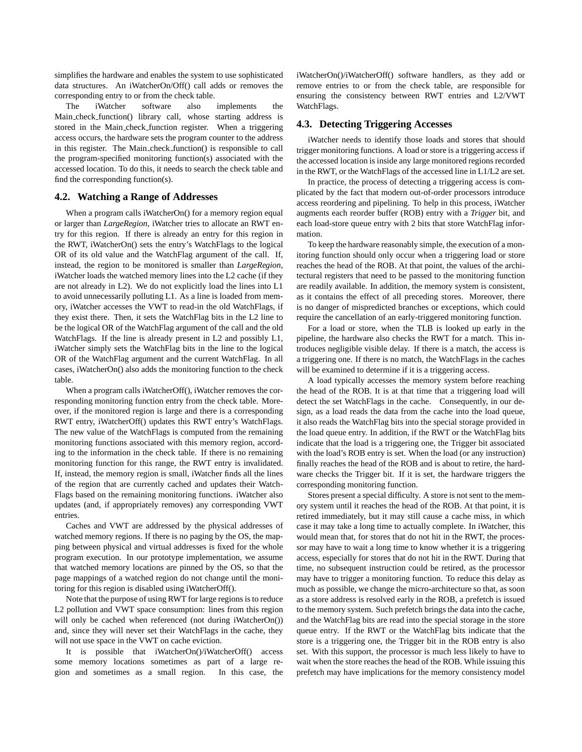simplifies the hardware and enables the system to use sophisticated data structures. An iWatcherOn/Off() call adds or removes the corresponding entry to or from the check table.

The iWatcher software also implements the Main_check_function() library call, whose starting address is stored in the Main_check_function register. When a triggering access occurs, the hardware sets the program counter to the address in this register. The Main_check_function() is responsible to call the program-specified monitoring function(s) associated with the accessed location. To do this, it needs to search the check table and find the corresponding function(s).

### 4.2. Watching a Range of Addresses

When a program calls iWatcherOn() for a memory region equal or larger than *LargeRegion*, iWatcher tries to allocate an RWT entry for this region. If there is already an entry for this region in the RWT, iWatcherOn() sets the entry's WatchFlags to the logical OR of its old value and the WatchFlag argument of the call. If, instead, the region to be monitored is smaller than *LargeRegion*, iWatcher loads the watched memory lines into the L2 cache (if they are not already in L2). We do not explicitly load the lines into L1 to avoid unnecessarily polluting L1. As a line is loaded from memory, iWatcher accesses the VWT to read-in the old WatchFlags, if they exist there. Then, it sets the WatchFlag bits in the L2 line to be the logical OR of the WatchFlag argument of the call and the old WatchFlags. If the line is already present in L2 and possibly L1, iWatcher simply sets the WatchFlag bits in the line to the logical OR of the WatchFlag argument and the current WatchFlag. In all cases, iWatcherOn() also adds the monitoring function to the check table.

When a program calls iWatcherOff(), iWatcher removes the corresponding monitoring function entry from the check table. Moreover, if the monitored region is large and there is a corresponding RWT entry, iWatcherOff() updates this RWT entry's WatchFlags. The new value of the WatchFlags is computed from the remaining monitoring functions associated with this memory region, according to the information in the check table. If there is no remaining monitoring function for this range, the RWT entry is invalidated. If, instead, the memory region is small, iWatcher finds all the lines of the region that are currently cached and updates their WatchFlags based on the remaining monitoring functions. iWatcher also updates (and, if appropriately removes) any corresponding VWT entries.

Caches and VWT are addressed by the physical addresses of watched memory regions. If there is no paging by the OS, the mapping between physical and virtual addresses is fixed for the whole program execution. In our prototype implementation, we assume that watched memory locations are pinned by the OS, so that the page mappings of a watched region do not change until the monitoring for this region is disabled using iWatcherOff().

Note that the purpose of using RWT for large regions is to reduce L2 pollution and VWT space consumption: lines from this region will only be cached when referenced (not during iWatcherOn()) and, since they will never set their WatchFlags in the cache, they will not use space in the VWT on cache eviction.

It is possible that iWatcherOn()/iWatcherOff() access some memory locations sometimes as part of a large region and sometimes as a small region. In this case, the iWatcherOn()/iWatcherOff() software handlers, as they add or remove entries to or from the check table, are responsible for ensuring the consistency between RWT entries and L2/VWT WatchFlags.

### 4.3. Detecting Triggering Accesses

iWatcher needs to identify those loads and stores that should trigger monitoring functions. A load or store is a triggering access if the accessed location is inside any large monitored regions recorded in the RWT, or the WatchFlags of the accessed line in L1/L2 are set.

In practice, the process of detecting a triggering access is complicated by the fact that modern out-of-order processors introduce access reordering and pipelining. To help in this process, iWatcher augments each reorder buffer (ROB) entry with a *Trigger* bit, and each load-store queue entry with 2 bits that store WatchFlag information.

To keep the hardware reasonably simple, the execution of a monitoring function should only occur when a triggering load or store reaches the head of the ROB. At that point, the values of the architectural registers that need to be passed to the monitoring function are readily available. In addition, the memory system is consistent, as it contains the effect of all preceding stores. Moreover, there is no danger of mispredicted branches or exceptions, which could require the cancellation of an early-triggered monitoring function.

For a load or store, when the TLB is looked up early in the pipeline, the hardware also checks the RWT for a match. This introduces negligible visible delay. If there is a match, the access is a triggering one. If there is no match, the WatchFlags in the caches will be examined to determine if it is a triggering access.

A load typically accesses the memory system before reaching the head of the ROB. It is at that time that a triggering load will detect the set WatchFlags in the cache. Consequently, in our design, as a load reads the data from the cache into the load queue, it also reads the WatchFlag bits into the special storage provided in the load queue entry. In addition, if the RWT or the WatchFlag bits indicate that the load is a triggering one, the Trigger bit associated with the load's ROB entry is set. When the load (or any instruction) finally reaches the head of the ROB and is about to retire, the hardware checks the Trigger bit. If it is set, the hardware triggers the corresponding monitoring function.

Stores present a special difficulty. A store is not sent to the memory system until it reaches the head of the ROB. At that point, it is retired immediately, but it may still cause a cache miss, in which case it may take a long time to actually complete. In iWatcher, this would mean that, for stores that do not hit in the RWT, the processor may have to wait a long time to know whether it is a triggering access, especially for stores that do not hit in the RWT. During that time, no subsequent instruction could be retired, as the processor may have to trigger a monitoring function. To reduce this delay as much as possible, we change the micro-architecture so that, as soon as a store address is resolved early in the ROB, a prefetch is issued to the memory system. Such prefetch brings the data into the cache, and the WatchFlag bits are read into the special storage in the store queue entry. If the RWT or the WatchFlag bits indicate that the store is a triggering one, the Trigger bit in the ROB entry is also set. With this support, the processor is much less likely to have to wait when the store reaches the head of the ROB. While issuing this prefetch may have implications for the memory consistency model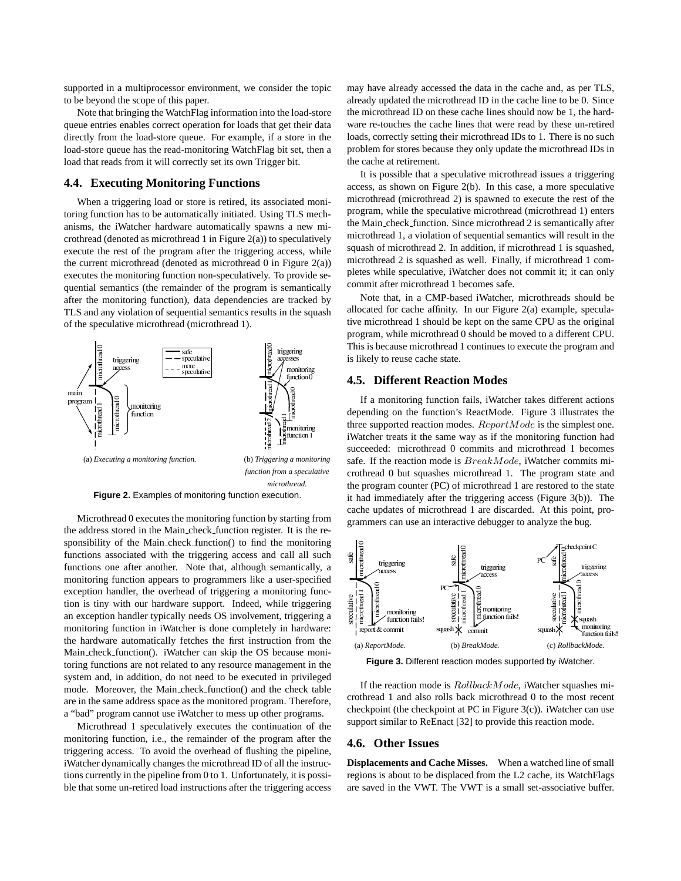supported in a multiprocessor environment, we consider the topic to be beyond the scope of this paper.

Note that bringing the WatchFlag information into the load-store queue entries enables correct operation for loads that get their data directly from the load-store queue. For example, if a store in the load-store queue has the read-monitoring WatchFlag bit set, then a load that reads from it will correctly set its own Trigger bit.

## 4.4. Executing Monitoring Functions

When a triggering load or store is retired, its associated monitoring function has to be automatically initiated. Using TLS mechanisms, the iWatcher hardware automatically spawns a new microthread (denoted as microthread 1 in Figure 2(a)) to speculatively execute the rest of the program after the triggering access, while the current microthread (denoted as microthread 0 in Figure 2(a)) executes the monitoring function non-speculatively. To provide sequential semantics (the remainder of the program is semantically after the monitoring function), data dependencies are tracked by TLS and any violation of sequential semantics results in the squash of the speculative microthread (microthread 1).

(a) *Executing a monitoring function.*

(b) *Triggering a monitoring function from a speculative microthread.*

**Figure 2.** Examples of monitoring function execution.

Microthread 0 executes the monitoring function by starting from the address stored in the Main_check_function register. It is the responsibility of the Main_check_function() to find the monitoring functions associated with the triggering access and call all such functions one after another. Note that, although semantically, a monitoring function appears to programmers like a user-specified exception handler, the overhead of triggering a monitoring function is tiny with our hardware support. Indeed, while triggering an exception handler typically needs OS involvement, triggering a monitoring function in iWatcher is done completely in hardware: the hardware automatically fetches the first instruction from the Main_check_function(). iWatcher can skip the OS because monitoring functions are not related to any resource management in the system and, in addition, do not need to be executed in privileged mode. Moreover, the Main_check_function() and the check table are in the same address space as the monitored program. Therefore, a "bad" program cannot use iWatcher to mess up other programs.

Microthread 1 speculatively executes the continuation of the monitoring function, i.e., the remainder of the program after the triggering access. To avoid the overhead of flushing the pipeline, iWatcher dynamically changes the microthread ID of all the instructions currently in the pipeline from 0 to 1. Unfortunately, it is possible that some un-retired load instructions after the triggering access may have already accessed the data in the cache and, as per TLS, already updated the microthread ID in the cache line to be 0. Since the microthread ID on these cache lines should now be 1, the hardware re-touches the cache lines that were read by these un-retired loads, correctly setting their microthread IDs to 1. There is no such problem for stores because they only update the microthread IDs in the cache at retirement.

It is possible that a speculative microthread issues a triggering access, as shown on Figure 2(b). In this case, a more speculative microthread (microthread 2) is spawned to execute the rest of the program, while the speculative microthread (microthread 1) enters the Main_check_function. Since microthread 2 is semantically after microthread 1, a violation of sequential semantics will result in the squash of microthread 2. In addition, if microthread 1 is squashed, microthread 2 is squashed as well. Finally, if microthread 1 completes while speculative, iWatcher does not commit it; it can only commit after microthread 1 becomes safe.

Note that, in a CMP-based iWatcher, microthreads should be allocated for cache affinity. In our Figure 2(a) example, speculative microthread 1 should be kept on the same CPU as the original program, while microthread 0 should be moved to a different CPU. This is because microthread 1 continues to execute the program and is likely to reuse cache state.

## 4.5. Different Reaction Modes

If a monitoring function fails, iWatcher takes different actions depending on the function's ReactMode. Figure 3 illustrates the three supported reaction modes. $ReportMode$ is the simplest one. iWatcher treats it the same way as if the monitoring function had succeeded: microthread 0 commits and microthread 1 becomes safe. If the reaction mode is $BreakMode$, iWatcher commits microthread 0 but squashes microthread 1. The program state and the program counter (PC) of microthread 1 are restored to the state it had immediately after the triggering access (Figure 3(b)). The cache updates of microthread 1 are discarded. At this point, programmers can use an interactive debugger to analyze the bug.

(a) *ReportMode.*

(b) *BreakMode.*

(c) *RollbackMode.*

**Figure 3.** Different reaction modes supported by iWatcher.

If the reaction mode is $RollbackMode$, iWatcher squashes microthread 1 and also rolls back microthread 0 to the most recent checkpoint (the checkpoint at PC in Figure 3(c)). iWatcher can use support similar to ReEnact [32] to provide this reaction mode.

## 4.6. Other Issues

**Displacements and Cache Misses.** When a watched line of small regions is about to be displaced from the L2 cache, its WatchFlags are saved in the VWT. The VWT is a small set-associative buffer.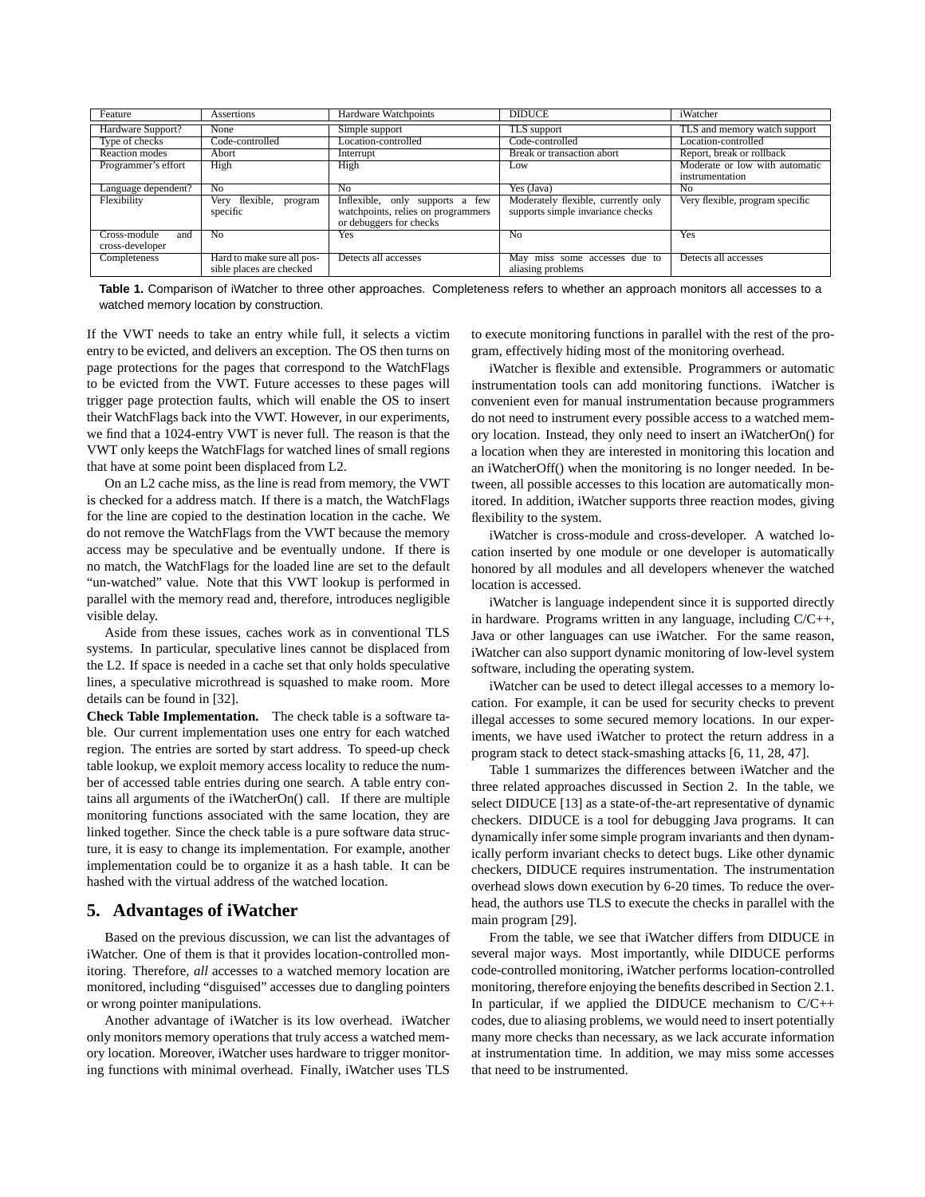| Feature | Assertions | Hardware Watchpoints | DIDUCE | iWatcher |
|---|---|---|---|---|
| Hardware Support? | None | Simple support | TLS support | TLS and memory watch support |
| Type of checks | Code-controlled | Location-controlled | Code-controlled | Location-controlled |
| Reaction modes | Abort | Interrupt | Break or transaction abort | Report, break or rollback |
| Programmer's effort | High | High | Low | Moderate or low with automatic instrumentation |
| Language dependent? | No | No | Yes (Java) | No |
| Flexibility | Very flexible, program specific | Inflexible, only supports a few watchpoints, relies on programmers or debuggers for checks | Moderately flexible, currently only supports simple invariance checks | Very flexible, program specific |
| Cross-module and cross-developer | No | Yes | No | Yes |
| Completeness | Hard to make sure all possible places are checked | Detects all accesses | May miss some accesses due to aliasing problems | Detects all accesses |

**Table 1.** Comparison of iWatcher to three other approaches. Completeness refers to whether an approach monitors all accesses to a watched memory location by construction.

If the VWT needs to take an entry while full, it selects a victim entry to be evicted, and delivers an exception. The OS then turns on page protections for the pages that correspond to the WatchFlags to be evicted from the VWT. Future accesses to these pages will trigger page protection faults, which will enable the OS to insert their WatchFlags back into the VWT. However, in our experiments, we find that a 1024-entry VWT is never full. The reason is that the VWT only keeps the WatchFlags for watched lines of small regions that have at some point been displaced from L2.

On an L2 cache miss, as the line is read from memory, the VWT is checked for a address match. If there is a match, the WatchFlags for the line are copied to the destination location in the cache. We do not remove the WatchFlags from the VWT because the memory access may be speculative and be eventually undone. If there is no match, the WatchFlags for the loaded line are set to the default "un-watched" value. Note that this VWT lookup is performed in parallel with the memory read and, therefore, introduces negligible visible delay.

Aside from these issues, caches work as in conventional TLS systems. In particular, speculative lines cannot be displaced from the L2. If space is needed in a cache set that only holds speculative lines, a speculative microthread is squashed to make room. More details can be found in [32].

**Check Table Implementation.** The check table is a software table. Our current implementation uses one entry for each watched region. The entries are sorted by start address. To speed-up check table lookup, we exploit memory access locality to reduce the number of accessed table entries during one search. A table entry contains all arguments of the iWatcherOn() call. If there are multiple monitoring functions associated with the same location, they are linked together. Since the check table is a pure software data structure, it is easy to change its implementation. For example, another implementation could be to organize it as a hash table. It can be hashed with the virtual address of the watched location.

## 5. Advantages of iWatcher

Based on the previous discussion, we can list the advantages of iWatcher. One of them is that it provides location-controlled monitoring. Therefore, *all* accesses to a watched memory location are monitored, including "disguised" accesses due to dangling pointers or wrong pointer manipulations.

Another advantage of iWatcher is its low overhead. iWatcher only monitors memory operations that truly access a watched memory location. Moreover, iWatcher uses hardware to trigger monitoring functions with minimal overhead. Finally, iWatcher uses TLS to execute monitoring functions in parallel with the rest of the program, effectively hiding most of the monitoring overhead.

iWatcher is flexible and extensible. Programmers or automatic instrumentation tools can add monitoring functions. iWatcher is convenient even for manual instrumentation because programmers do not need to instrument every possible access to a watched memory location. Instead, they only need to insert an iWatcherOn() for a location when they are interested in monitoring this location and an iWatcherOff() when the monitoring is no longer needed. In between, all possible accesses to this location are automatically monitored. In addition, iWatcher supports three reaction modes, giving flexibility to the system.

iWatcher is cross-module and cross-developer. A watched location inserted by one module or one developer is automatically honored by all modules and all developers whenever the watched location is accessed.

iWatcher is language independent since it is supported directly in hardware. Programs written in any language, including C/C++, Java or other languages can use iWatcher. For the same reason, iWatcher can also support dynamic monitoring of low-level system software, including the operating system.

iWatcher can be used to detect illegal accesses to a memory location. For example, it can be used for security checks to prevent illegal accesses to some secured memory locations. In our experiments, we have used iWatcher to protect the return address in a program stack to detect stack-smashing attacks [6, 11, 28, 47].

Table 1 summarizes the differences between iWatcher and the three related approaches discussed in Section 2. In the table, we select DIDUCE [13] as a state-of-the-art representative of dynamic checkers. DIDUCE is a tool for debugging Java programs. It can dynamically infer some simple program invariants and then dynamically perform invariant checks to detect bugs. Like other dynamic checkers, DIDUCE requires instrumentation. The instrumentation overhead slows down execution by 6-20 times. To reduce the overhead, the authors use TLS to execute the checks in parallel with the main program [29].

From the table, we see that iWatcher differs from DIDUCE in several major ways. Most importantly, while DIDUCE performs code-controlled monitoring, iWatcher performs location-controlled monitoring, therefore enjoying the benefits described in Section 2.1. In particular, if we applied the DIDUCE mechanism to C/C++ codes, due to aliasing problems, we would need to insert potentially many more checks than necessary, as we lack accurate information at instrumentation time. In addition, we may miss some accesses that need to be instrumented.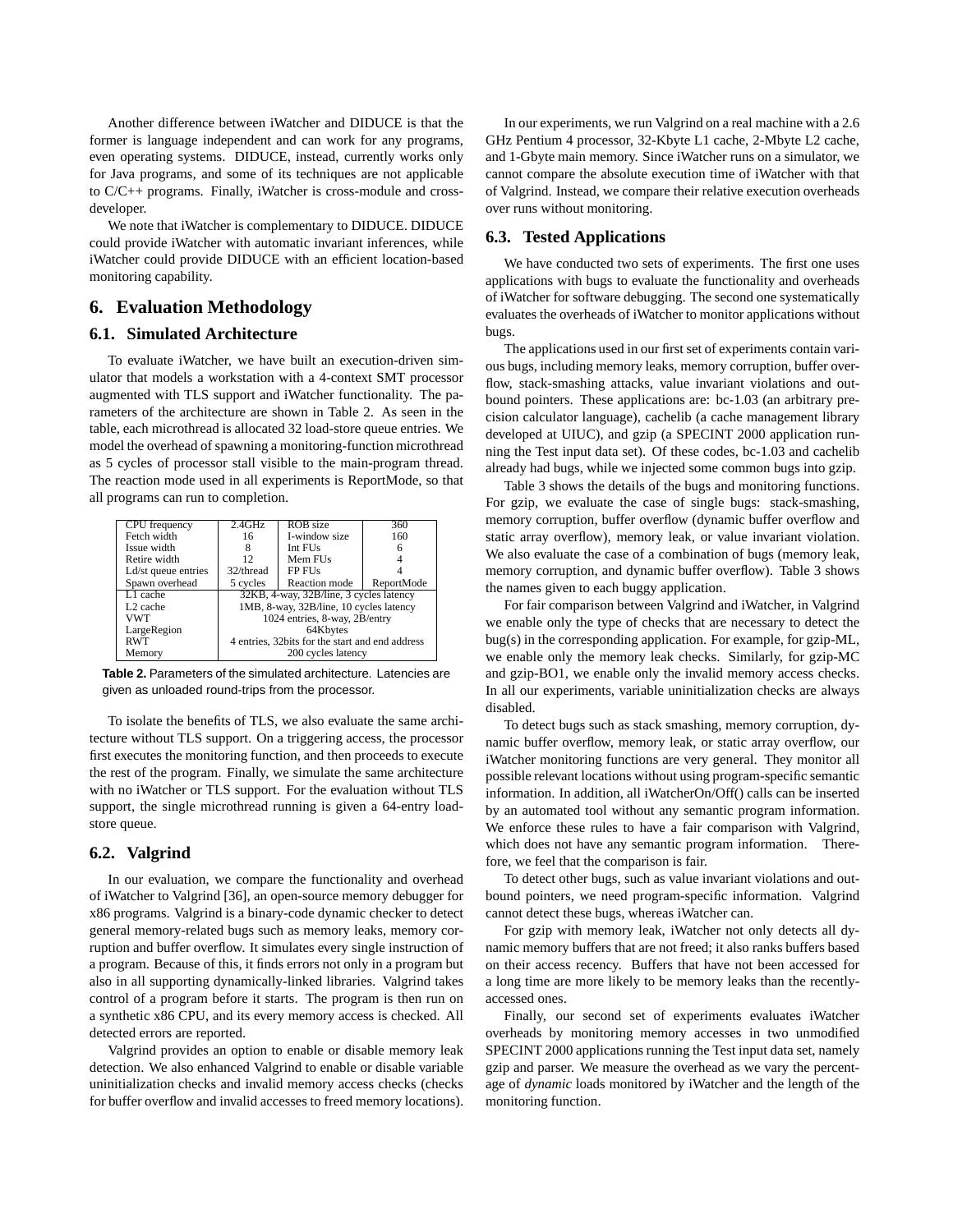Another difference between iWatcher and DIDUCE is that the former is language independent and can work for any programs, even operating systems. DIDUCE, instead, currently works only for Java programs, and some of its techniques are not applicable to C/C++ programs. Finally, iWatcher is cross-module and cross-developer.

We note that iWatcher is complementary to DIDUCE. DIDUCE could provide iWatcher with automatic invariant inferences, while iWatcher could provide DIDUCE with an efficient location-based monitoring capability.

## 6. Evaluation Methodology

### 6.1. Simulated Architecture

To evaluate iWatcher, we have built an execution-driven simulator that models a workstation with a 4-context SMT processor augmented with TLS support and iWatcher functionality. The parameters of the architecture are shown in Table 2. As seen in the table, each microthread is allocated 32 load-store queue entries. We model the overhead of spawning a monitoring-function microthread as 5 cycles of processor stall visible to the main-program thread. The reaction mode used in all experiments is ReportMode, so that all programs can run to completion.

| CPU frequency | 2.4GHz | ROB size | 360 |
|---|---|---|---|
| Fetch width | 16 | I-window size | 160 |
| Issue width | 8 | Int FUs | 6 |
| Retire width | 12 | Mem FUs | 4 |
| Ld/st queue entries | 32/thread | FP FUs | 4 |
| Spawn overhead | 5 cycles | Reaction mode | ReportMode |
| L1 cache | 32KB, 4-way, 32B/line, 3 cycles latency | | |
| L2 cache | 1MB, 8-way, 32B/line, 10 cycles latency | | |
| VWT | 1024 entries, 8-way, 2B/entry | | |
| LargeRegion | 64Kbytes | | |
| RWT | 4 entries, 32bits for the start and end address | | |
| Memory | 200 cycles latency | | |

**Table 2.** Parameters of the simulated architecture. Latencies are given as unloaded round-trips from the processor.

To isolate the benefits of TLS, we also evaluate the same architecture without TLS support. On a triggering access, the processor first executes the monitoring function, and then proceeds to execute the rest of the program. Finally, we simulate the same architecture with no iWatcher or TLS support. For the evaluation without TLS support, the single microthread running is given a 64-entry load-store queue.

### 6.2. Valgrind

In our evaluation, we compare the functionality and overhead of iWatcher to Valgrind [36], an open-source memory debugger for x86 programs. Valgrind is a binary-code dynamic checker to detect general memory-related bugs such as memory leaks, memory corruption and buffer overflow. It simulates every single instruction of a program. Because of this, it finds errors not only in a program but also in all supporting dynamically-linked libraries. Valgrind takes control of a program before it starts. The program is then run on a synthetic x86 CPU, and its every memory access is checked. All detected errors are reported.

Valgrind provides an option to enable or disable memory leak detection. We also enhanced Valgrind to enable or disable variable uninitialization checks and invalid memory access checks (checks for buffer overflow and invalid accesses to freed memory locations).

In our experiments, we run Valgrind on a real machine with a 2.6 GHz Pentium 4 processor, 32-Kbyte L1 cache, 2-Mbyte L2 cache, and 1-Gbyte main memory. Since iWatcher runs on a simulator, we cannot compare the absolute execution time of iWatcher with that of Valgrind. Instead, we compare their relative execution overheads over runs without monitoring.

### 6.3. Tested Applications

We have conducted two sets of experiments. The first one uses applications with bugs to evaluate the functionality and overheads of iWatcher for software debugging. The second one systematically evaluates the overheads of iWatcher to monitor applications without bugs.

The applications used in our first set of experiments contain various bugs, including memory leaks, memory corruption, buffer overflow, stack-smashing attacks, value invariant violations and outbound pointers. These applications are: bc-1.03 (an arbitrary precision calculator language), cachelib (a cache management library developed at UIUC), and gzip (a SPECINT 2000 application running the Test input data set). Of these codes, bc-1.03 and cachelib already had bugs, while we injected some common bugs into gzip.

Table 3 shows the details of the bugs and monitoring functions. For gzip, we evaluate the case of single bugs: stack-smashing, memory corruption, buffer overflow (dynamic buffer overflow and static array overflow), memory leak, or value invariant violation. We also evaluate the case of a combination of bugs (memory leak, memory corruption, and dynamic buffer overflow). Table 3 shows the names given to each buggy application.

For fair comparison between Valgrind and iWatcher, in Valgrind we enable only the type of checks that are necessary to detect the bug(s) in the corresponding application. For example, for gzip-ML, we enable only the memory leak checks. Similarly, for gzip-MC and gzip-BO1, we enable only the invalid memory access checks. In all our experiments, variable uninitialization checks are always disabled.

To detect bugs such as stack smashing, memory corruption, dynamic buffer overflow, memory leak, or static array overflow, our iWatcher monitoring functions are very general. They monitor all possible relevant locations without using program-specific semantic information. In addition, all iWatcherOn/Off() calls can be inserted by an automated tool without any semantic program information. We enforce these rules to have a fair comparison with Valgrind, which does not have any semantic program information. Therefore, we feel that the comparison is fair.

To detect other bugs, such as value invariant violations and outbound pointers, we need program-specific information. Valgrind cannot detect these bugs, whereas iWatcher can.

For gzip with memory leak, iWatcher not only detects all dynamic memory buffers that are not freed; it also ranks buffers based on their access recency. Buffers that have not been accessed for a long time are more likely to be memory leaks than the recently-accessed ones.

Finally, our second set of experiments evaluates iWatcher overheads by monitoring memory accesses in two unmodified SPECINT 2000 applications running the Test input data set, namely gzip and parser. We measure the overhead as we vary the percentage of *dynamic* loads monitored by iWatcher and the length of the monitoring function.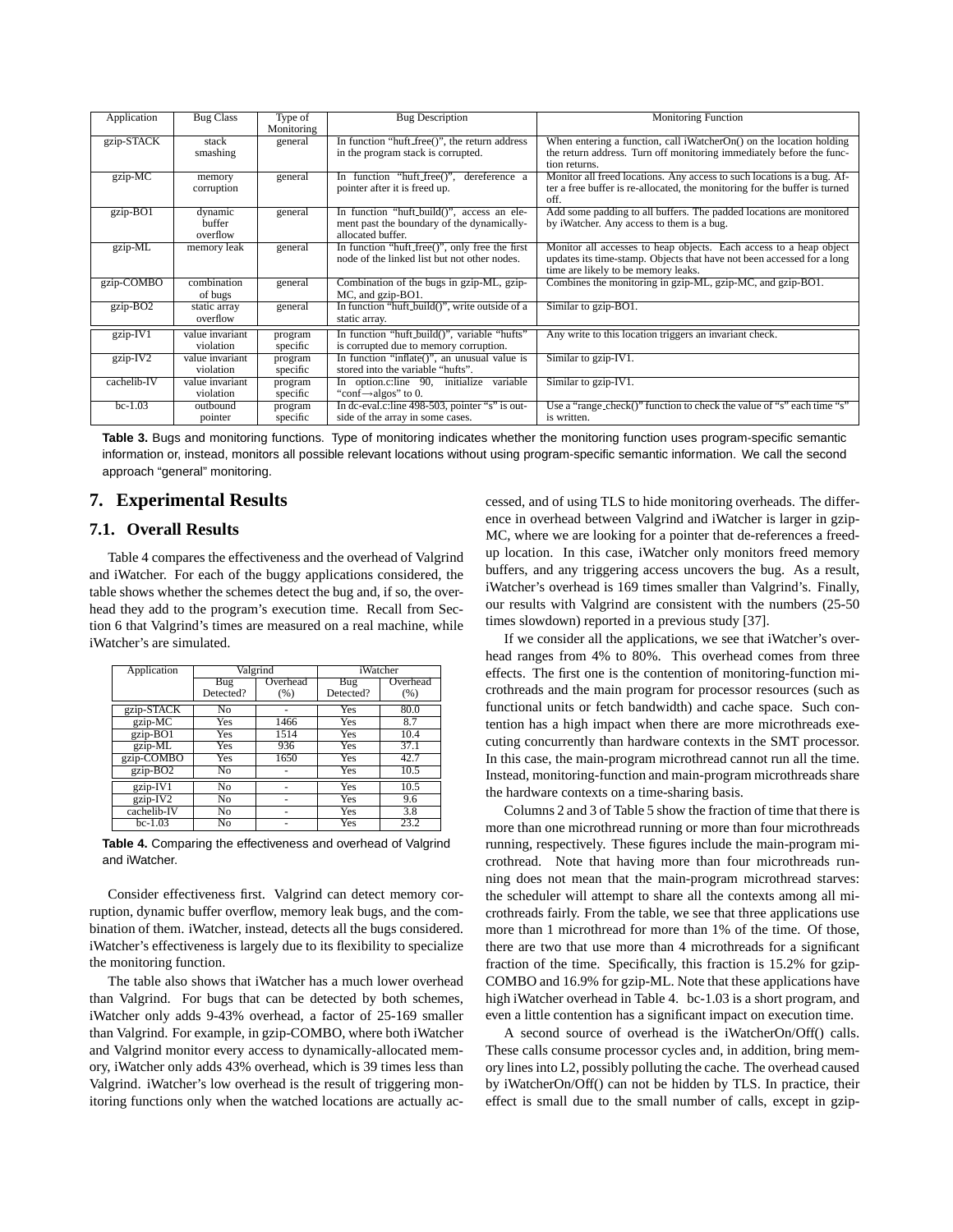| Application | Bug Class | Type of Monitoring | Bug Description | Monitoring Function |
|---|---|---|---|---|
| gzip-STACK | stack smashing | general | In function "huft_free()", the return address in the program stack is corrupted. | When entering a function, call iWatcherOn() on the location holding the return address. Turn off monitoring immediately before the function returns. |
| gzip-MC | memory corruption | general | In function "huft_free()", dereference a pointer after it is freed up. | Monitor all freed locations. Any access to such locations is a bug. After a free buffer is re-allocated, the monitoring for the buffer is turned off. |
| gzip-BO1 | dynamic buffer overflow | general | In function "huft_build()", access an element past the boundary of the dynamically-allocated buffer. | Add some padding to all buffers. The padded locations are monitored by iWatcher. Any access to them is a bug. |
| gzip-ML | memory leak | general | In function "huft_free()", only free the first node of the linked list but not other nodes. | Monitor all accesses to heap objects. Each access to a heap object updates its time-stamp. Objects that have not been accessed for a long time are likely to be memory leaks. |
| gzip-COMBO | combination of bugs | general | Combination of the bugs in gzip-ML, gzip-MC, and gzip-BO1. | Combines the monitoring in gzip-ML, gzip-MC, and gzip-BO1. |
| gzip-BO2 | static array overflow | general | In function "huft_build()", write outside of a static array. | Similar to gzip-BO1. |
| gzip-IV1 | value invariant violation | program specific | In function "huft_build()", variable "hufts" is corrupted due to memory corruption. | Any write to this location triggers an invariant check. |
| gzip-IV2 | value invariant violation | program specific | In function "inflate()", an unusual value is stored into the variable "hufts". | Similar to gzip-IV1. |
| cachelib-IV | value invariant violation | program specific | In option.c:line 90, initialize variable "conf→algos" to 0. | Similar to gzip-IV1. |
| bc-1.03 | outbound pointer | program specific | In dc-eval.c:line 498-503, pointer "s" is outside of the array in some cases. | Use a "range_check()" function to check the value of "s" each time "s" is written. |

**Table 3.** Bugs and monitoring functions. Type of monitoring indicates whether the monitoring function uses program-specific semantic information or, instead, monitors all possible relevant locations without using program-specific semantic information. We call the second approach "general" monitoring.

# 7. Experimental Results

## 7.1. Overall Results

Table 4 compares the effectiveness and the overhead of Valgrind and iWatcher. For each of the buggy applications considered, the table shows whether the schemes detect the bug and, if so, the overhead they add to the program's execution time. Recall from Section 6 that Valgrind's times are measured on a real machine, while iWatcher's are simulated.

| Application | Valgrind | | iWatcher | |
|---|---|---|---|---|
| | Bug Detected? | Overhead (%) | Bug Detected? | Overhead (%) |
| gzip-STACK | No | - | Yes | 80.0 |
| gzip-MC | Yes | 1466 | Yes | 8.7 |
| gzip-BO1 | Yes | 1514 | Yes | 10.4 |
| gzip-ML | Yes | 936 | Yes | 37.1 |
| gzip-COMBO | Yes | 1650 | Yes | 42.7 |
| gzip-BO2 | No | - | Yes | 10.5 |
| gzip-IV1 | No | - | Yes | 10.5 |
| gzip-IV2 | No | - | Yes | 9.6 |
| cachelib-IV | No | - | Yes | 3.8 |
| bc-1.03 | No | - | Yes | 23.2 |

**Table 4.** Comparing the effectiveness and overhead of Valgrind and iWatcher.

Consider effectiveness first. Valgrind can detect memory corruption, dynamic buffer overflow, memory leak bugs, and the combination of them. iWatcher, instead, detects all the bugs considered. iWatcher's effectiveness is largely due to its flexibility to specialize the monitoring function.

The table also shows that iWatcher has a much lower overhead than Valgrind. For bugs that can be detected by both schemes, iWatcher only adds 9-43% overhead, a factor of 25-169 smaller than Valgrind. For example, in gzip-COMBO, where both iWatcher and Valgrind monitor every access to dynamically-allocated memory, iWatcher only adds 43% overhead, which is 39 times less than Valgrind. iWatcher's low overhead is the result of triggering monitoring functions only when the watched locations are actually accessed, and of using TLS to hide monitoring overheads. The difference in overhead between Valgrind and iWatcher is larger in gzip-MC, where we are looking for a pointer that de-references a freed-up location. In this case, iWatcher only monitors freed memory buffers, and any triggering access uncovers the bug. As a result, iWatcher's overhead is 169 times smaller than Valgrind's. Finally, our results with Valgrind are consistent with the numbers (25-50 times slowdown) reported in a previous study [37].

If we consider all the applications, we see that iWatcher's overhead ranges from 4% to 80%. This overhead comes from three effects. The first one is the contention of monitoring-function microthreads and the main program for processor resources (such as functional units or fetch bandwidth) and cache space. Such contention has a high impact when there are more microthreads executing concurrently than hardware contexts in the SMT processor. In this case, the main-program microthread cannot run all the time. Instead, monitoring-function and main-program microthreads share the hardware contexts on a time-sharing basis.

Columns 2 and 3 of Table 5 show the fraction of time that there is more than one microthread running or more than four microthreads running, respectively. These figures include the main-program microthread. Note that having more than four microthreads running does not mean that the main-program microthread starves: the scheduler will attempt to share all the contexts among all microthreads fairly. From the table, we see that three applications use more than 1 microthread for more than 1% of the time. Of those, there are two that use more than 4 microthreads for a significant fraction of the time. Specifically, this fraction is 15.2% for gzip-COMBO and 16.9% for gzip-ML. Note that these applications have high iWatcher overhead in Table 4. bc-1.03 is a short program, and even a little contention has a significant impact on execution time.

A second source of overhead is the iWatcherOn/Off() calls. These calls consume processor cycles and, in addition, bring memory lines into L2, possibly polluting the cache. The overhead caused by iWatcherOn/Off() can not be hidden by TLS. In practice, their effect is small due to the small number of calls, except in gzip-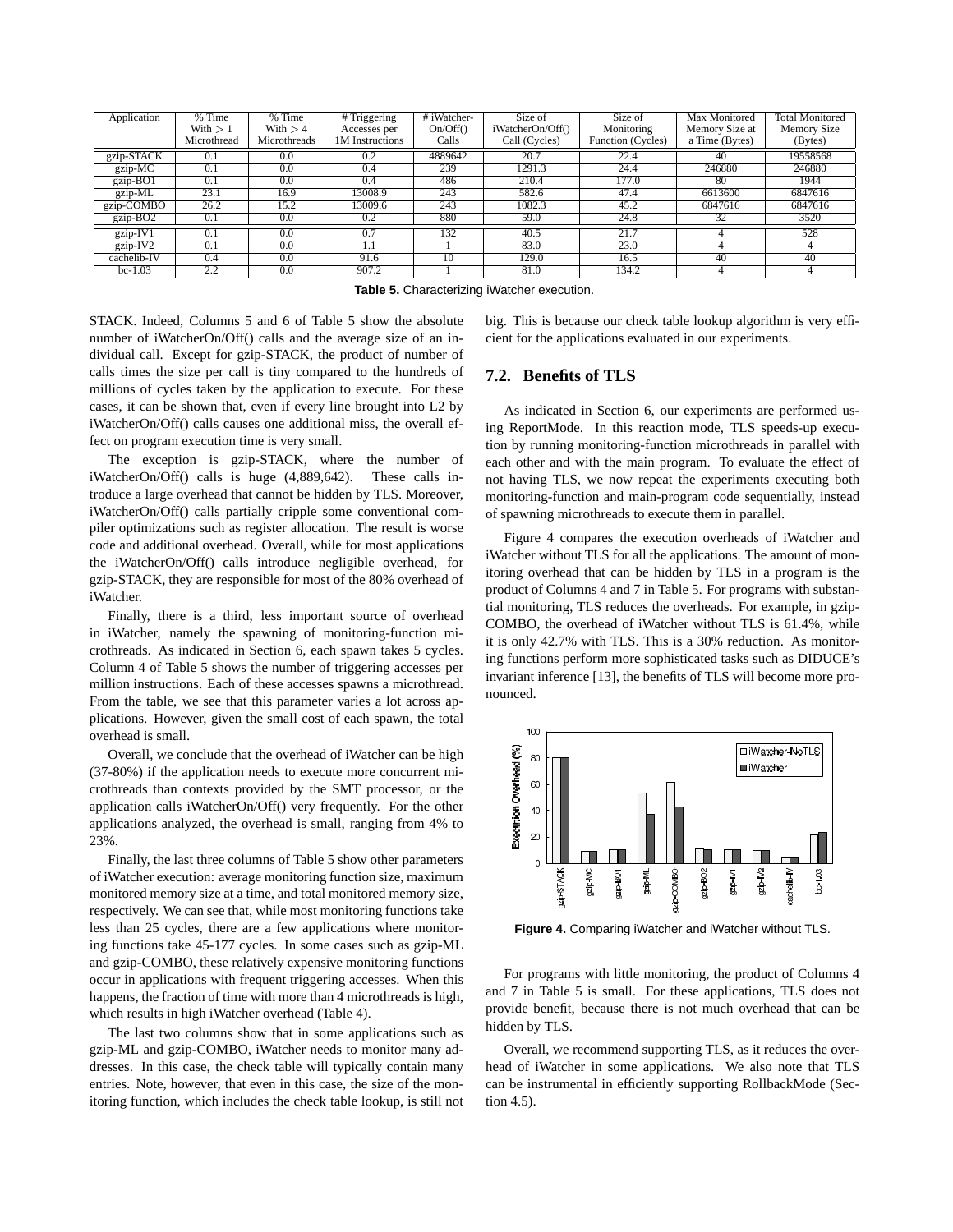| Application | % Time With > 1 Microthread | % Time With > 4 Microthreads | # Triggering Accesses per 1M Instructions | # iWatcher-On/Off() Calls | Size of iWatcherOn/Off() Call (Cycles) | Size of Monitoring Function (Cycles) | Max Monitored Memory Size at a Time (Bytes) | Total Monitored Memory Size (Bytes) |
|---|---|---|---|---|---|---|---|---|
| gzip-STACK | 0.1 | 0.0 | 0.2 | 4889642 | 20.7 | 22.4 | 40 | 19558568 |
| gzip-MC | 0.1 | 0.0 | 0.4 | 239 | 1291.3 | 24.4 | 246880 | 246880 |
| gzip-BO1 | 0.1 | 0.0 | 0.4 | 486 | 210.4 | 177.0 | 80 | 1944 |
| gzip-ML | 23.1 | 16.9 | 13008.9 | 243 | 582.6 | 47.4 | 6613600 | 6847616 |
| gzip-COMBO | 26.2 | 15.2 | 13009.6 | 243 | 1082.3 | 45.2 | 6847616 | 6847616 |
| gzip-BO2 | 0.1 | 0.0 | 0.2 | 880 | 59.0 | 24.8 | 32 | 3520 |
| gzip-IV1 | 0.1 | 0.0 | 0.7 | 132 | 40.5 | 21.7 | 4 | 528 |
| gzip-IV2 | 0.1 | 0.0 | 1.1 | 1 | 83.0 | 23.0 | 4 | 4 |
| cachelib-IV | 0.4 | 0.0 | 91.6 | 10 | 129.0 | 16.5 | 40 | 40 |
| bc-1.03 | 2.2 | 0.0 | 907.2 | 1 | 81.0 | 134.2 | 4 | 4 |

**Table 5.** Characterizing iWatcher execution.

STACK. Indeed, Columns 5 and 6 of Table 5 show the absolute number of iWatcherOn/Off() calls and the average size of an individual call. Except for gzip-STACK, the product of number of calls times the size per call is tiny compared to the hundreds of millions of cycles taken by the application to execute. For these cases, it can be shown that, even if every line brought into L2 by iWatcherOn/Off() calls causes one additional miss, the overall effect on program execution time is very small.

The exception is gzip-STACK, where the number of iWatcherOn/Off() calls is huge (4,889,642). These calls introduce a large overhead that cannot be hidden by TLS. Moreover, iWatcherOn/Off() calls partially cripple some conventional compiler optimizations such as register allocation. The result is worse code and additional overhead. Overall, while for most applications the iWatcherOn/Off() calls introduce negligible overhead, for gzip-STACK, they are responsible for most of the 80% overhead of iWatcher.

Finally, there is a third, less important source of overhead in iWatcher, namely the spawning of monitoring-function microthreads. As indicated in Section 6, each spawn takes 5 cycles. Column 4 of Table 5 shows the number of triggering accesses per million instructions. Each of these accesses spawns a microthread. From the table, we see that this parameter varies a lot across applications. However, given the small cost of each spawn, the total overhead is small.

Overall, we conclude that the overhead of iWatcher can be high (37-80%) if the application needs to execute more concurrent microthreads than contexts provided by the SMT processor, or the application calls iWatcherOn/Off() very frequently. For the other applications analyzed, the overhead is small, ranging from 4% to 23%.

Finally, the last three columns of Table 5 show other parameters of iWatcher execution: average monitoring function size, maximum monitored memory size at a time, and total monitored memory size, respectively. We can see that, while most monitoring functions take less than 25 cycles, there are a few applications where monitoring functions take 45-177 cycles. In some cases such as gzip-ML and gzip-COMBO, these relatively expensive monitoring functions occur in applications with frequent triggering accesses. When this happens, the fraction of time with more than 4 microthreads is high, which results in high iWatcher overhead (Table 4).

The last two columns show that in some applications such as gzip-ML and gzip-COMBO, iWatcher needs to monitor many addresses. In this case, the check table will typically contain many entries. Note, however, that even in this case, the size of the monitoring function, which includes the check table lookup, is still not big. This is because our check table lookup algorithm is very efficient for the applications evaluated in our experiments.

## 7.2. Benefits of TLS

As indicated in Section 6, our experiments are performed using ReportMode. In this reaction mode, TLS speeds-up execution by running monitoring-function microthreads in parallel with each other and with the main program. To evaluate the effect of not having TLS, we now repeat the experiments executing both monitoring-function and main-program code sequentially, instead of spawning microthreads to execute them in parallel.

Figure 4 compares the execution overheads of iWatcher and iWatcher without TLS for all the applications. The amount of monitoring overhead that can be hidden by TLS in a program is the product of Columns 4 and 7 in Table 5. For programs with substantial monitoring, TLS reduces the overheads. For example, in gzip-COMBO, the overhead of iWatcher without TLS is 61.4%, while it is only 42.7% with TLS. This is a 30% reduction. As monitoring functions perform more sophisticated tasks such as DIDUCE's invariant inference [13], the benefits of TLS will become more pronounced.

**Figure 4.** Comparing iWatcher and iWatcher without TLS.

For programs with little monitoring, the product of Columns 4 and 7 in Table 5 is small. For these applications, TLS does not provide benefit, because there is not much overhead that can be hidden by TLS.

Overall, we recommend supporting TLS, as it reduces the overhead of iWatcher in some applications. We also note that TLS can be instrumental in efficiently supporting RollbackMode (Section 4.5).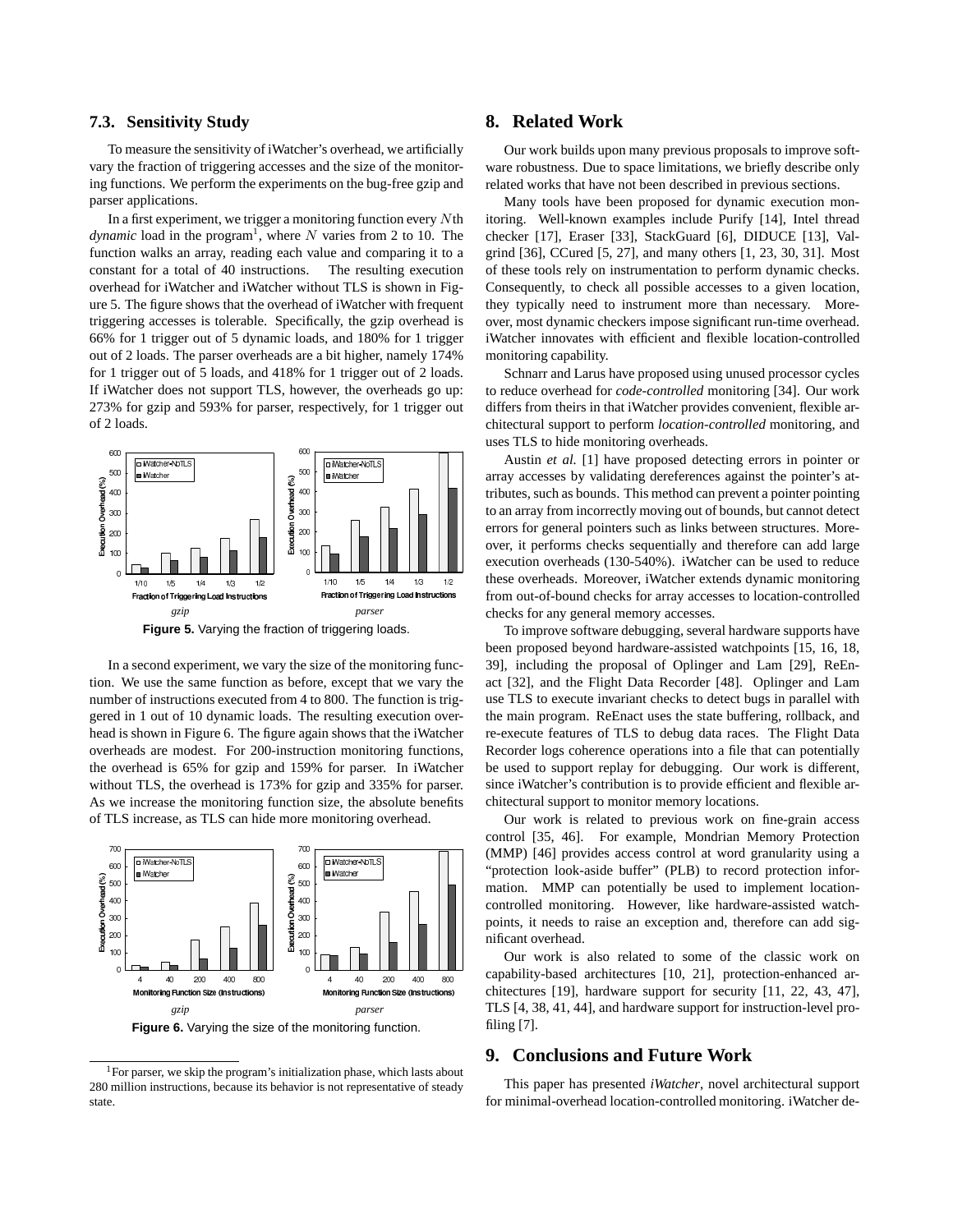### 7.3. Sensitivity Study

To measure the sensitivity of iWatcher's overhead, we artificially vary the fraction of triggering accesses and the size of the monitoring functions. We perform the experiments on the bug-free gzip and parser applications.

In a first experiment, we trigger a monitoring function every $N$th *dynamic* load in the program[1], where $N$ varies from 2 to 10. The function walks an array, reading each value and comparing it to a constant for a total of 40 instructions. The resulting execution overhead for iWatcher and iWatcher without TLS is shown in Figure 5. The figure shows that the overhead of iWatcher with frequent triggering accesses is tolerable. Specifically, the gzip overhead is 66% for 1 trigger out of 5 dynamic loads, and 180% for 1 trigger out of 2 loads. The parser overheads are a bit higher, namely 174% for 1 trigger out of 5 loads, and 418% for 1 trigger out of 2 loads. If iWatcher does not support TLS, however, the overheads go up: 273% for gzip and 593% for parser, respectively, for 1 trigger out of 2 loads.

**Figure 5.** Varying the fraction of triggering loads.

In a second experiment, we vary the size of the monitoring function. We use the same function as before, except that we vary the number of instructions executed from 4 to 800. The function is triggered in 1 out of 10 dynamic loads. The resulting execution overhead is shown in Figure 6. The figure again shows that the iWatcher overheads are modest. For 200-instruction monitoring functions, the overhead is 65% for gzip and 159% for parser. In iWatcher without TLS, the overhead is 173% for gzip and 335% for parser. As we increase the monitoring function size, the absolute benefits of TLS increase, as TLS can hide more monitoring overhead.

**Figure 6.** Varying the size of the monitoring function.

[1] For parser, we skip the program's initialization phase, which lasts about 280 million instructions, because its behavior is not representative of steady state.

## 8. Related Work

Our work builds upon many previous proposals to improve software robustness. Due to space limitations, we briefly describe only related works that have not been described in previous sections.

Many tools have been proposed for dynamic execution monitoring. Well-known examples include Purify [14], Intel thread checker [17], Eraser [33], StackGuard [6], DIDUCE [13], Valgrind [36], CCured [5, 27], and many others [1, 23, 30, 31]. Most of these tools rely on instrumentation to perform dynamic checks. Consequently, to check all possible accesses to a given location, they typically need to instrument more than necessary. Moreover, most dynamic checkers impose significant run-time overhead. iWatcher innovates with efficient and flexible location-controlled monitoring capability.

Schnarr and Larus have proposed using unused processor cycles to reduce overhead for *code-controlled* monitoring [34]. Our work differs from theirs in that iWatcher provides convenient, flexible architectural support to perform *location-controlled* monitoring, and uses TLS to hide monitoring overheads.

Austin *et al.* [1] have proposed detecting errors in pointer or array accesses by validating dereferences against the pointer's attributes, such as bounds. This method can prevent a pointer pointing to an array from incorrectly moving out of bounds, but cannot detect errors for general pointers such as links between structures. Moreover, it performs checks sequentially and therefore can add large execution overheads (130-540%). iWatcher can be used to reduce these overheads. Moreover, iWatcher extends dynamic monitoring from out-of-bound checks for array accesses to location-controlled checks for any general memory accesses.

To improve software debugging, several hardware supports have been proposed beyond hardware-assisted watchpoints [15, 16, 18, 39], including the proposal of Oplinger and Lam [29], ReEnact [32], and the Flight Data Recorder [48]. Oplinger and Lam use TLS to execute invariant checks to detect bugs in parallel with the main program. ReEnact uses the state buffering, rollback, and re-execute features of TLS to debug data races. The Flight Data Recorder logs coherence operations into a file that can potentially be used to support replay for debugging. Our work is different, since iWatcher's contribution is to provide efficient and flexible architectural support to monitor memory locations.

Our work is related to previous work on fine-grain access control [35, 46]. For example, Mondrian Memory Protection (MMP) [46] provides access control at word granularity using a "protection look-aside buffer" (PLB) to record protection information. MMP can potentially be used to implement location-controlled monitoring. However, like hardware-assisted watchpoints, it needs to raise an exception and, therefore can add significant overhead.

Our work is also related to some of the classic work on capability-based architectures [10, 21], protection-enhanced architectures [19], hardware support for security [11, 22, 43, 47], TLS [4, 38, 41, 44], and hardware support for instruction-level profiling [7].

## 9. Conclusions and Future Work

This paper has presented *iWatcher*, novel architectural support for minimal-overhead location-controlled monitoring. iWatcher de-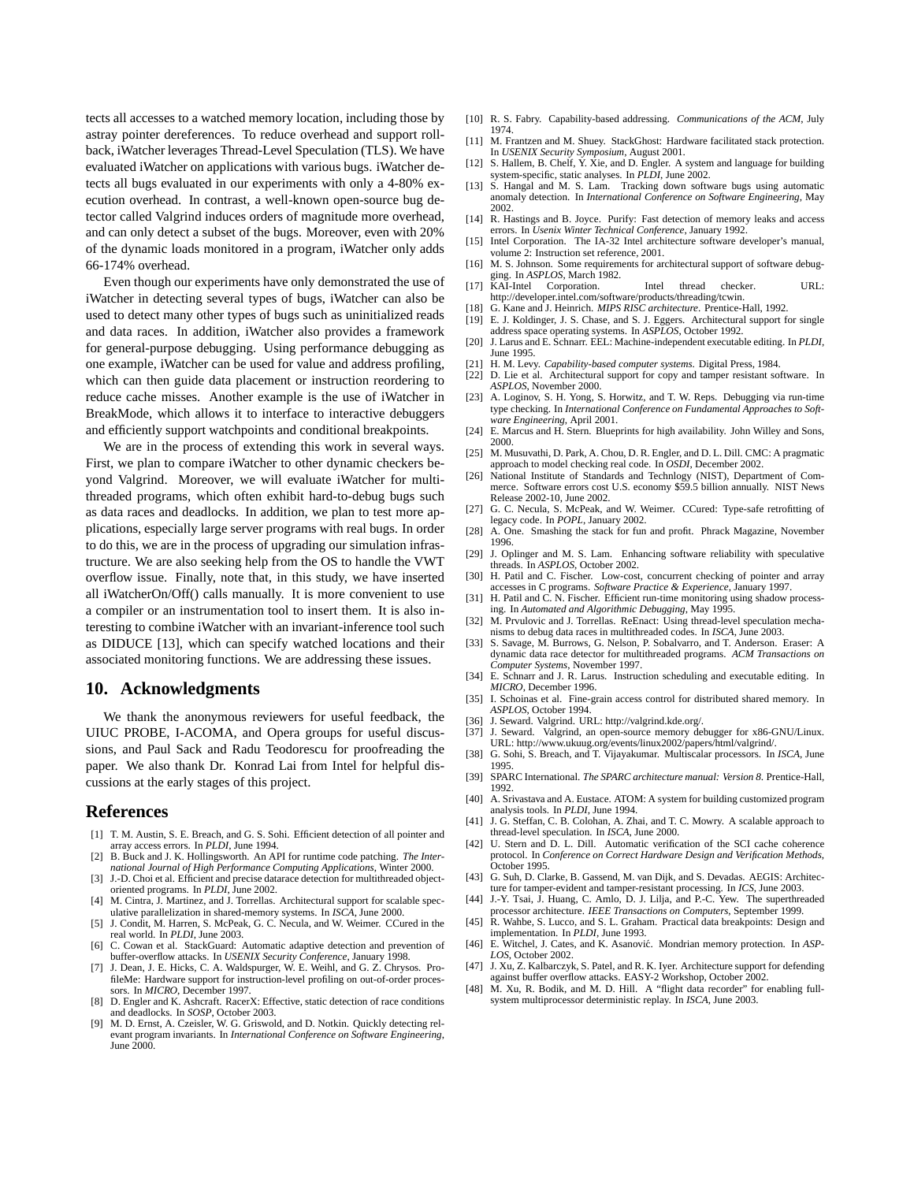tects all accesses to a watched memory location, including those by astray pointer dereferences. To reduce overhead and support rollback, iWatcher leverages Thread-Level Speculation (TLS). We have evaluated iWatcher on applications with various bugs. iWatcher detects all bugs evaluated in our experiments with only a 4-80% execution overhead. In contrast, a well-known open-source bug detector called Valgrind induces orders of magnitude more overhead, and can only detect a subset of the bugs. Moreover, even with 20% of the dynamic loads monitored in a program, iWatcher only adds 66-174% overhead.

Even though our experiments have only demonstrated the use of iWatcher in detecting several types of bugs, iWatcher can also be used to detect many other types of bugs such as uninitialized reads and data races. In addition, iWatcher also provides a framework for general-purpose debugging. Using performance debugging as one example, iWatcher can be used for value and address profiling, which can then guide data placement or instruction reordering to reduce cache misses. Another example is the use of iWatcher in BreakMode, which allows it to interface to interactive debuggers and efficiently support watchpoints and conditional breakpoints.

We are in the process of extending this work in several ways. First, we plan to compare iWatcher to other dynamic checkers beyond Valgrind. Moreover, we will evaluate iWatcher for multithreaded programs, which often exhibit hard-to-debug bugs such as data races and deadlocks. In addition, we plan to test more applications, especially large server programs with real bugs. In order to do this, we are in the process of upgrading our simulation infrastructure. We are also seeking help from the OS to handle the VWT overflow issue. Finally, note that, in this study, we have inserted all iWatcherOn/Off() calls manually. It is more convenient to use a compiler or an instrumentation tool to insert them. It is also interesting to combine iWatcher with an invariant-inference tool such as DIDUCE [13], which can specify watched locations and their associated monitoring functions. We are addressing these issues.

## 10. Acknowledgments

We thank the anonymous reviewers for useful feedback, the UIUC PROBE, I-ACOMA, and Opera groups for useful discussions, and Paul Sack and Radu Teodorescu for proofreading the paper. We also thank Dr. Konrad Lai from Intel for helpful discussions at the early stages of this project.

## References

[1] T. M. Austin, S. E. Breach, and G. S. Sohi. Efficient detection of all pointer and array access errors. In *PLDI*, June 1994.

[2] B. Buck and J. K. Hollingsworth. An API for runtime code patching. *The International Journal of High Performance Computing Applications*, Winter 2000.

[3] J.-D. Choi et al. Efficient and precise datarace detection for multithreaded object-oriented programs. In *PLDI*, June 2002.

[4] M. Cintra, J. Martinez, and J. Torrellas. Architectural support for scalable speculative parallelization in shared-memory systems. In *ISCA*, June 2000.

[5] J. Condit, M. Harren, S. McPeak, G. C. Necula, and W. Weimer. CCured in the real world. In *PLDI*, June 2003.

[6] C. Cowan et al. StackGuard: Automatic adaptive detection and prevention of buffer-overflow attacks. In *USENIX Security Conference*, January 1998.

[7] J. Dean, J. E. Hicks, C. A. Waldspurger, W. E. Weihl, and G. Z. Chrysos. ProfileMe: Hardware support for instruction-level profiling on out-of-order processors. In *MICRO*, December 1997.

[8] D. Engler and K. Ashcraft. RacerX: Effective, static detection of race conditions and deadlocks. In *SOSP*, October 2003.

[9] M. D. Ernst, A. Czeisler, W. G. Griswold, and D. Notkin. Quickly detecting relevant program invariants. In *International Conference on Software Engineering*, June 2000.

[10] R. S. Fabry. Capability-based addressing. *Communications of the ACM*, July 1974.

[11] M. Frantzen and M. Shuey. StackGhost: Hardware facilitated stack protection. In *USENIX Security Symposium*, August 2001.

[12] S. Hallem, B. Chelf, Y. Xie, and D. Engler. A system and language for building system-specific, static analyses. In *PLDI*, June 2002.

[13] S. Hangal and M. S. Lam. Tracking down software bugs using automatic anomaly detection. In *International Conference on Software Engineering*, May 2002.

[14] R. Hastings and B. Joyce. Purify: Fast detection of memory leaks and access errors. In *Usenix Winter Technical Conference*, January 1992.

[15] Intel Corporation. The IA-32 Intel architecture software developer's manual, volume 2: Instruction set reference, 2001.

[16] M. S. Johnson. Some requirements for architectural support of software debugging. In *ASPLOS*, March 1982.

[17] KAI-Intel Corporation. Intel thread checker. URL: http://developer.intel.com/software/products/threading/tcwin.

[18] G. Kane and J. Heinrich. *MIPS RISC architecture*. Prentice-Hall, 1992.

[19] E. J. Koldinger, J. S. Chase, and S. J. Eggers. Architectural support for single address space operating systems. In *ASPLOS*, October 1992.

[20] J. Larus and E. Schnarr. EEL: Machine-independent executable editing. In *PLDI*, June 1995.

[21] H. M. Levy. *Capability-based computer systems*. Digital Press, 1984.

[22] D. Lie et al. Architectural support for copy and tamper resistant software. In *ASPLOS*, November 2000.

[23] A. Loginov, S. H. Yong, S. Horwitz, and T. W. Reps. Debugging via run-time type checking. In *International Conference on Fundamental Approaches to Software Engineering*, April 2001.

[24] E. Marcus and H. Stern. Blueprints for high availability. John Willey and Sons, 2000.

[25] M. Musuvathi, D. Park, A. Chou, D. R. Engler, and D. L. Dill. CMC: A pragmatic approach to model checking real code. In *OSDI*, December 2002.

[26] National Institute of Standards and Technlogy (NIST), Department of Commerce. Software errors cost U.S. economy $59.5 billion annually. NIST News Release 2002-10, June 2002.

[27] G. C. Necula, S. McPeak, and W. Weimer. CCured: Type-safe retrofitting of legacy code. In *POPL*, January 2002.

[28] A. One. Smashing the stack for fun and profit. Phrack Magazine, November 1996.

[29] J. Oplinger and M. S. Lam. Enhancing software reliability with speculative threads. In *ASPLOS*, October 2002.

[30] H. Patil and C. Fischer. Low-cost, concurrent checking of pointer and array accesses in C programs. *Software Practice & Experience*, January 1997.

[31] H. Patil and C. N. Fischer. Efficient run-time monitoring using shadow processing. In *Automated and Algorithmic Debugging*, May 1995.

[32] M. Prvulovic and J. Torrellas. ReEnact: Using thread-level speculation mechanisms to debug data races in multithreaded codes. In *ISCA*, June 2003.

[33] S. Savage, M. Burrows, G. Nelson, P. Sobalvarro, and T. Anderson. Eraser: A dynamic data race detector for multithreaded programs. *ACM Transactions on Computer Systems*, November 1997.

[34] E. Schnarr and J. R. Larus. Instruction scheduling and executable editing. In *MICRO*, December 1996.

[35] I. Schoinas et al. Fine-grain access control for distributed shared memory. In *ASPLOS*, October 1994.

[36] J. Seward. Valgrind. URL: http://valgrind.kde.org/.

[37] J. Seward. Valgrind, an open-source memory debugger for x86-GNU/Linux. URL: http://www.ukuug.org/events/linux2002/papers/html/valgrind/.

[38] G. Sohi, S. Breach, and T. Vijayakumar. Multiscalar processors. In *ISCA*, June 1995.

[39] SPARC International. *The SPARC architecture manual: Version 8*. Prentice-Hall, 1992.

[40] A. Srivastava and A. Eustace. ATOM: A system for building customized program analysis tools. In *PLDI*, June 1994.

[41] J. G. Steffan, C. B. Colohan, A. Zhai, and T. C. Mowry. A scalable approach to thread-level speculation. In *ISCA*, June 2000.

[42] U. Stern and D. L. Dill. Automatic verification of the SCI cache coherence protocol. In *Conference on Correct Hardware Design and Verification Methods*, October 1995.

[43] G. Suh, D. Clarke, B. Gassend, M. van Dijk, and S. Devadas. AEGIS: Architecture for tamper-evident and tamper-resistant processing. In *ICS*, June 2003.

[44] J.-Y. Tsai, J. Huang, C. Amlo, D. J. Lilja, and P.-C. Yew. The superthreaded processor architecture. *IEEE Transactions on Computers*, September 1999.

[45] R. Wahbe, S. Lucco, and S. L. Graham. Practical data breakpoints: Design and implementation. In *PLDI*, June 1993.

[46] E. Witchel, J. Cates, and K. Asanović. Mondrian memory protection. In *ASPLOS*, October 2002.

[47] J. Xu, Z. Kalbarczyk, S. Patel, and R. K. Iyer. Architecture support for defending against buffer overflow attacks. EASY-2 Workshop, October 2002.

[48] M. Xu, R. Bodik, and M. D. Hill. A "flight data recorder" for enabling full-system multiprocessor deterministic replay. In *ISCA*, June 2003.